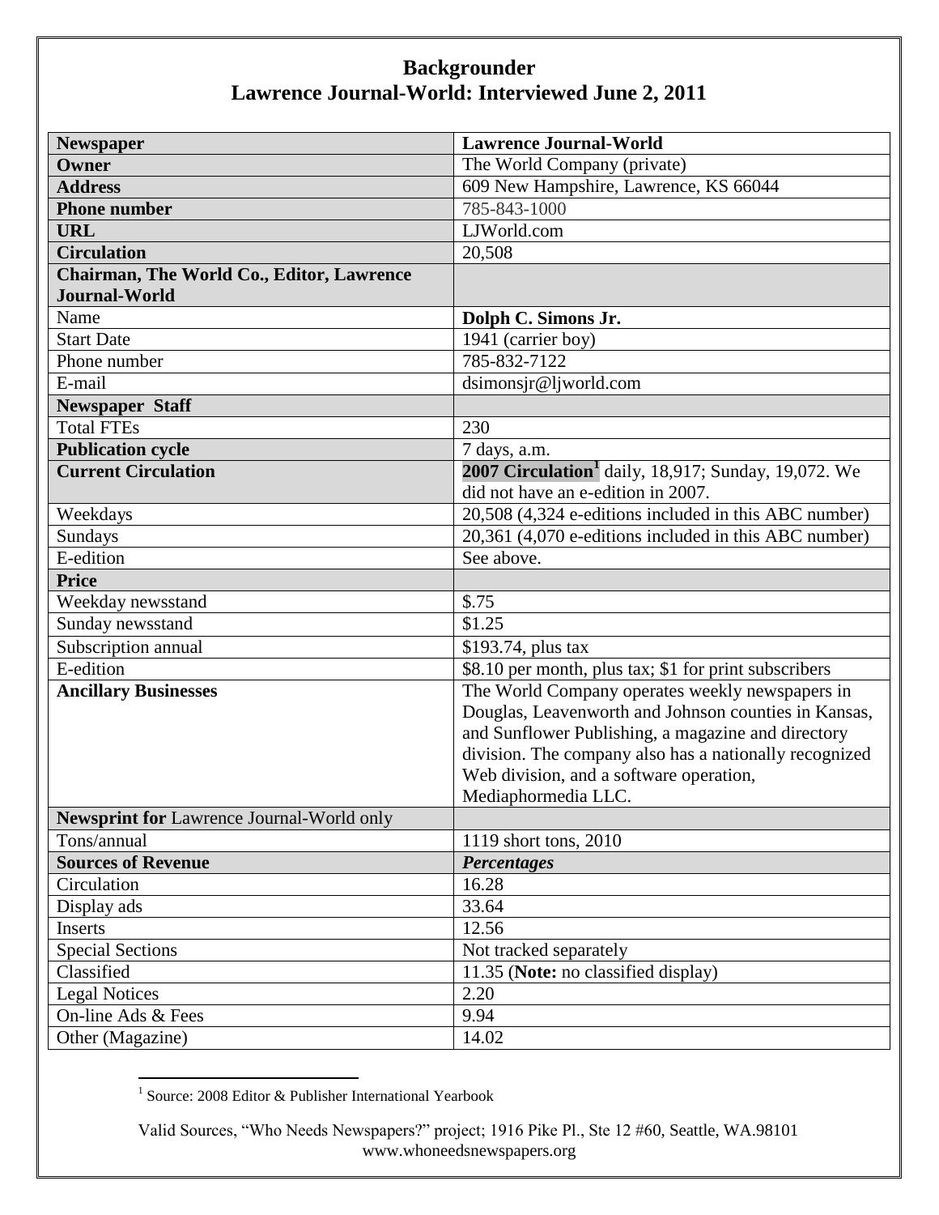# Backgrounder
## Lawrence Journal-World: Interviewed June 2, 2011

| **Newspaper** | **Lawrence Journal-World** |
|---|---|
| **Owner** | The World Company (private) |
| **Address** | 609 New Hampshire, Lawrence, KS 66044 |
| **Phone number** | 785-843-1000 |
| **URL** | LJWorld.com |
| **Circulation** | 20,508 |
| **Chairman, The World Co., Editor, Lawrence Journal-World** | |
| Name | **Dolph C. Simons Jr.** |
| Start Date | 1941 (carrier boy) |
| Phone number | 785-832-7122 |
| E-mail | dsimonsjr@ljworld.com |
| **Newspaper Staff** | |
| Total FTEs | 230 |
| **Publication cycle** | 7 days, a.m. |
| **Current Circulation** | **2007 Circulation**[1] daily, 18,917; Sunday, 19,072. We did not have an e-edition in 2007. |
| Weekdays | 20,508 (4,324 e-editions included in this ABC number) |
| Sundays | 20,361 (4,070 e-editions included in this ABC number) |
| E-edition | See above. |
| **Price** | |
| Weekday newsstand | $.75 |
| Sunday newsstand | $1.25 |
| Subscription annual | $193.74, plus tax |
| E-edition | $8.10 per month, plus tax; $1 for print subscribers |
| **Ancillary Businesses** | The World Company operates weekly newspapers in Douglas, Leavenworth and Johnson counties in Kansas, and Sunflower Publishing, a magazine and directory division. The company also has a nationally recognized Web division, and a software operation, Mediaphormedia LLC. |
| **Newsprint for** Lawrence Journal-World only | |
| Tons/annual | 1119 short tons, 2010 |
| **Sources of Revenue** | ***Percentages*** |
| Circulation | 16.28 |
| Display ads | 33.64 |
| Inserts | 12.56 |
| Special Sections | Not tracked separately |
| Classified | 11.35 (**Note:** no classified display) |
| Legal Notices | 2.20 |
| On-line Ads & Fees | 9.94 |
| Other (Magazine) | 14.02 |

[1] Source: 2008 Editor & Publisher International Yearbook

Valid Sources, "Who Needs Newspapers?" project; 1916 Pike Pl., Ste 12 #60, Seattle, WA.98101
www.whoneedsnewspapers.org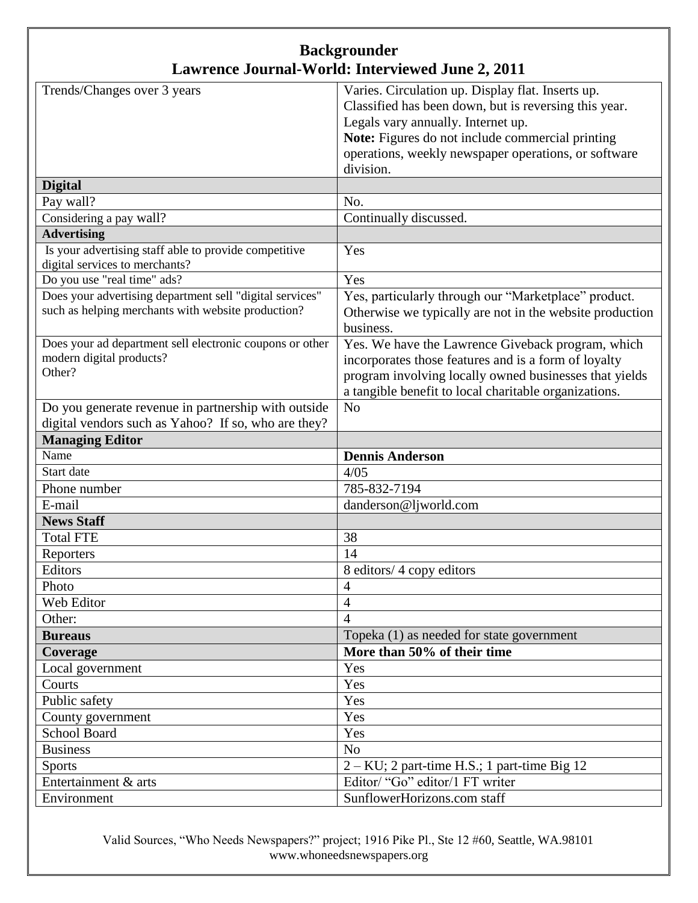# Backgrounder
## Lawrence Journal-World: Interviewed June 2, 2011

| | |
|---|---|
| Trends/Changes over 3 years | Varies. Circulation up. Display flat. Inserts up. Classified has been down, but is reversing this year. Legals vary annually. Internet up. **Note:** Figures do not include commercial printing operations, weekly newspaper operations, or software division. |
| **Digital** | |
| Pay wall? | No. |
| Considering a pay wall? | Continually discussed. |
| **Advertising** | |
| Is your advertising staff able to provide competitive digital services to merchants? | Yes |
| Do you use "real time" ads? | Yes |
| Does your advertising department sell "digital services" such as helping merchants with website production? | Yes, particularly through our "Marketplace" product. Otherwise we typically are not in the website production business. |
| Does your ad department sell electronic coupons or other modern digital products? Other? | Yes. We have the Lawrence Giveback program, which incorporates those features and is a form of loyalty program involving locally owned businesses that yields a tangible benefit to local charitable organizations. |
| Do you generate revenue in partnership with outside digital vendors such as Yahoo? If so, who are they? | No |
| **Managing Editor** | |
| Name | **Dennis Anderson** |
| Start date | 4/05 |
| Phone number | 785-832-7194 |
| E-mail | danderson@ljworld.com |
| **News Staff** | |
| Total FTE | 38 |
| Reporters | 14 |
| Editors | 8 editors/ 4 copy editors |
| Photo | 4 |
| Web Editor | 4 |
| Other: | 4 |
| **Bureaus** | Topeka (1) as needed for state government |
| **Coverage** | **More than 50% of their time** |
| Local government | Yes |
| Courts | Yes |
| Public safety | Yes |
| County government | Yes |
| School Board | Yes |
| Business | No |
| Sports | 2 – KU; 2 part-time H.S.; 1 part-time Big 12 |
| Entertainment & arts | Editor/ "Go" editor/1 FT writer |
| Environment | SunflowerHorizons.com staff |

Valid Sources, "Who Needs Newspapers?" project; 1916 Pike Pl., Ste 12 #60, Seattle, WA.98101
www.whoneedsnewspapers.org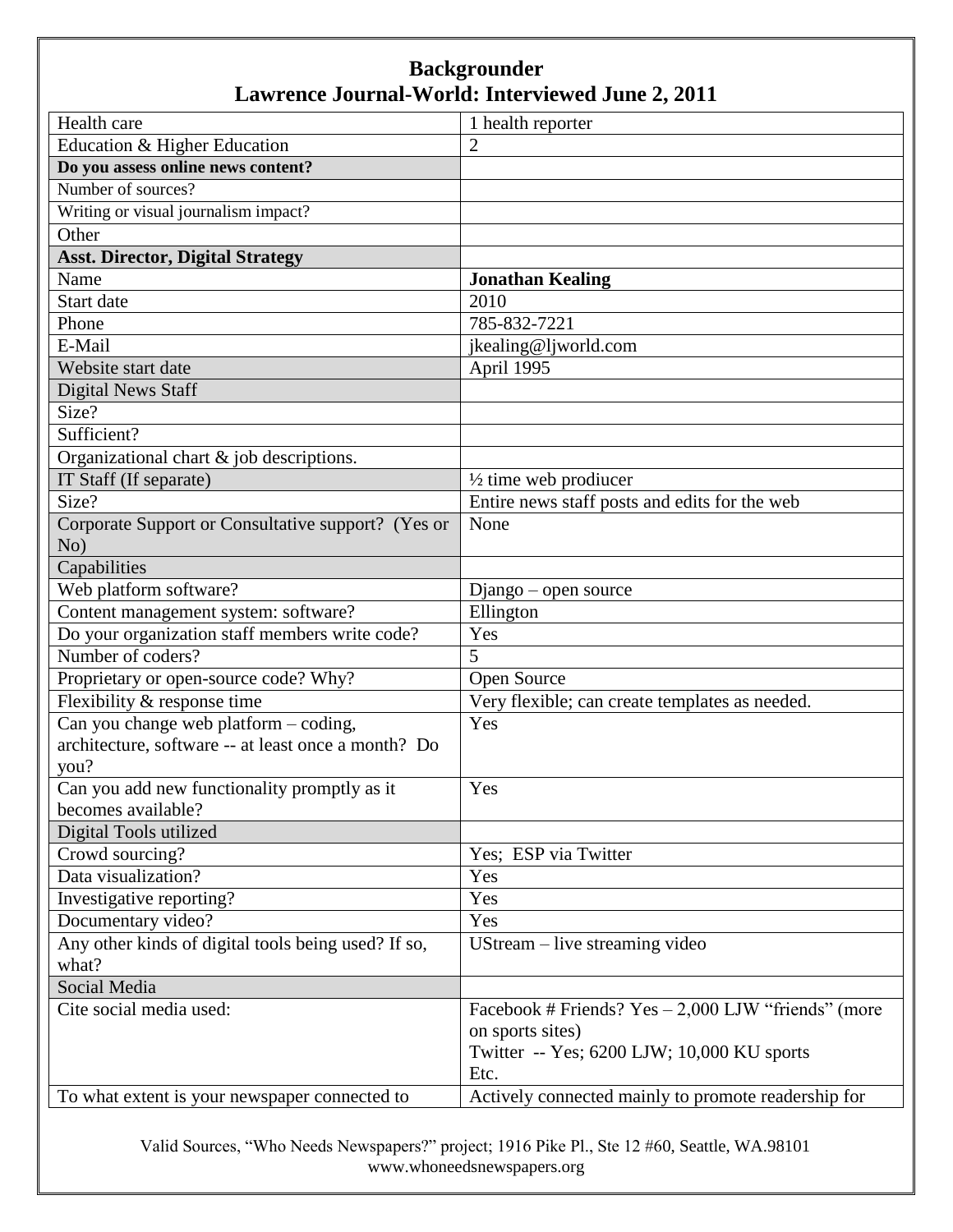# Backgrounder
## Lawrence Journal-World: Interviewed June 2, 2011

| | |
|---|---|
| Health care | 1 health reporter |
| Education & Higher Education | 2 |
| **Do you assess online news content?** | |
| Number of sources? | |
| Writing or visual journalism impact? | |
| Other | |
| **Asst. Director, Digital Strategy** | |
| Name | **Jonathan Kealing** |
| Start date | 2010 |
| Phone | 785-832-7221 |
| E-Mail | jkealing@ljworld.com |
| Website start date | April 1995 |
| Digital News Staff | |
| Size? | |
| Sufficient? | |
| Organizational chart & job descriptions. | |
| IT Staff (If separate) | ½ time web prodiucer |
| Size? | Entire news staff posts and edits for the web |
| Corporate Support or Consultative support? (Yes or No) | None |
| Capabilities | |
| Web platform software? | Django – open source |
| Content management system: software? | Ellington |
| Do your organization staff members write code? | Yes |
| Number of coders? | 5 |
| Proprietary or open-source code? Why? | Open Source |
| Flexibility & response time | Very flexible; can create templates as needed. |
| Can you change web platform – coding, architecture, software -- at least once a month? Do you? | Yes |
| Can you add new functionality promptly as it becomes available? | Yes |
| Digital Tools utilized | |
| Crowd sourcing? | Yes; ESP via Twitter |
| Data visualization? | Yes |
| Investigative reporting? | Yes |
| Documentary video? | Yes |
| Any other kinds of digital tools being used? If so, what? | UStream – live streaming video |
| Social Media | |
| Cite social media used: | Facebook # Friends? Yes – 2,000 LJW "friends" (more on sports sites)<br>Twitter -- Yes; 6200 LJW; 10,000 KU sports<br>Etc. |
| To what extent is your newspaper connected to | Actively connected mainly to promote readership for |

Valid Sources, "Who Needs Newspapers?" project; 1916 Pike Pl., Ste 12 #60, Seattle, WA.98101
www.whoneedsnewspapers.org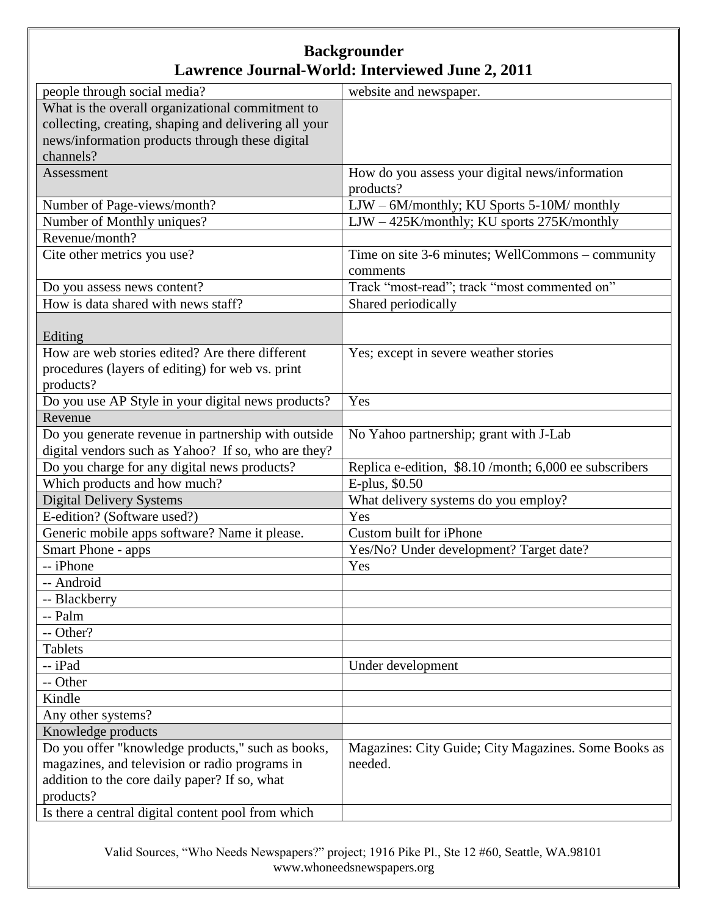## Backgrounder

## Lawrence Journal-World: Interviewed June 2, 2011

| | |
|---|---|
| people through social media? | website and newspaper. |
| What is the overall organizational commitment to collecting, creating, shaping and delivering all your news/information products through these digital channels? | |
| Assessment | How do you assess your digital news/information products? |
| Number of Page-views/month? | LJW – 6M/monthly; KU Sports 5-10M/ monthly |
| Number of Monthly uniques? | LJW – 425K/monthly; KU sports 275K/monthly |
| Revenue/month? | |
| Cite other metrics you use? | Time on site 3-6 minutes; WellCommons – community comments |
| Do you assess news content? | Track "most-read"; track "most commented on" |
| How is data shared with news staff? | Shared periodically |
| Editing | |
| How are web stories edited? Are there different procedures (layers of editing) for web vs. print products? | Yes; except in severe weather stories |
| Do you use AP Style in your digital news products? | Yes |
| Revenue | |
| Do you generate revenue in partnership with outside digital vendors such as Yahoo? If so, who are they? | No Yahoo partnership; grant with J-Lab |
| Do you charge for any digital news products? | Replica e-edition, $8.10 /month; 6,000 ee subscribers |
| Which products and how much? | E-plus, $0.50 |
| Digital Delivery Systems | What delivery systems do you employ? |
| E-edition? (Software used?) | Yes |
| Generic mobile apps software? Name it please. | Custom built for iPhone |
| Smart Phone - apps | Yes/No? Under development? Target date? |
| -- iPhone | Yes |
| -- Android | |
| -- Blackberry | |
| -- Palm | |
| -- Other? | |
| Tablets | |
| -- iPad | Under development |
| -- Other | |
| Kindle | |
| Any other systems? | |
| Knowledge products | |
| Do you offer "knowledge products," such as books, magazines, and television or radio programs in addition to the core daily paper? If so, what products? | Magazines: City Guide; City Magazines. Some Books as needed. |
| Is there a central digital content pool from which | |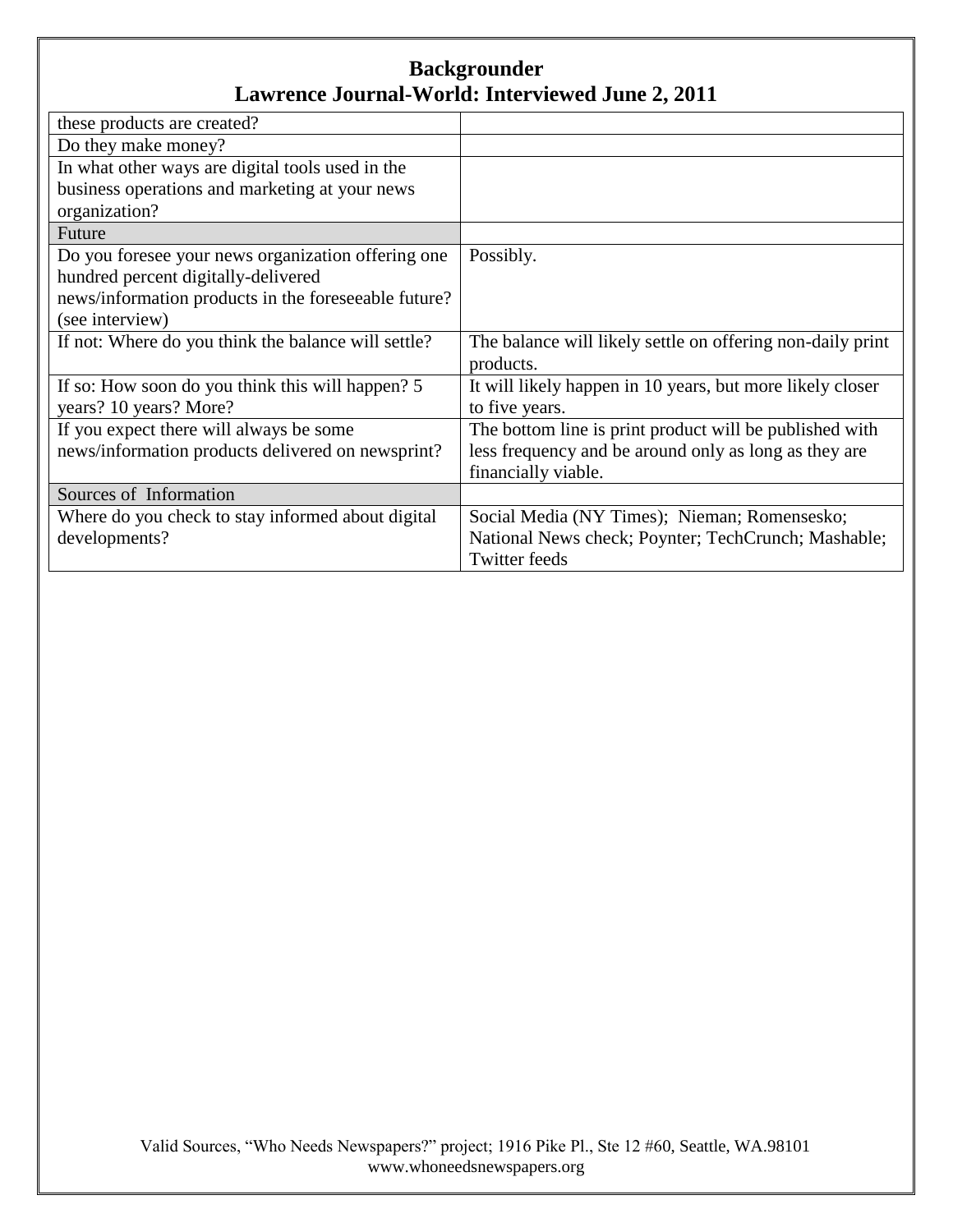**Backgrounder**
**Lawrence Journal-World: Interviewed June 2, 2011**

| | |
|---|---|
| these products are created? | |
| Do they make money? | |
| In what other ways are digital tools used in the business operations and marketing at your news organization? | |
| Future | |
| Do you foresee your news organization offering one hundred percent digitally-delivered news/information products in the foreseeable future? (see interview) | Possibly. |
| If not: Where do you think the balance will settle? | The balance will likely settle on offering non-daily print products. |
| If so: How soon do you think this will happen? 5 years? 10 years? More? | It will likely happen in 10 years, but more likely closer to five years. |
| If you expect there will always be some news/information products delivered on newsprint? | The bottom line is print product will be published with less frequency and be around only as long as they are financially viable. |
| Sources of Information | |
| Where do you check to stay informed about digital developments? | Social Media (NY Times); Nieman; Romensesko; National News check; Poynter; TechCrunch; Mashable; Twitter feeds |

Valid Sources, "Who Needs Newspapers?" project; 1916 Pike Pl., Ste 12 #60, Seattle, WA.98101
www.whoneedsnewspapers.org